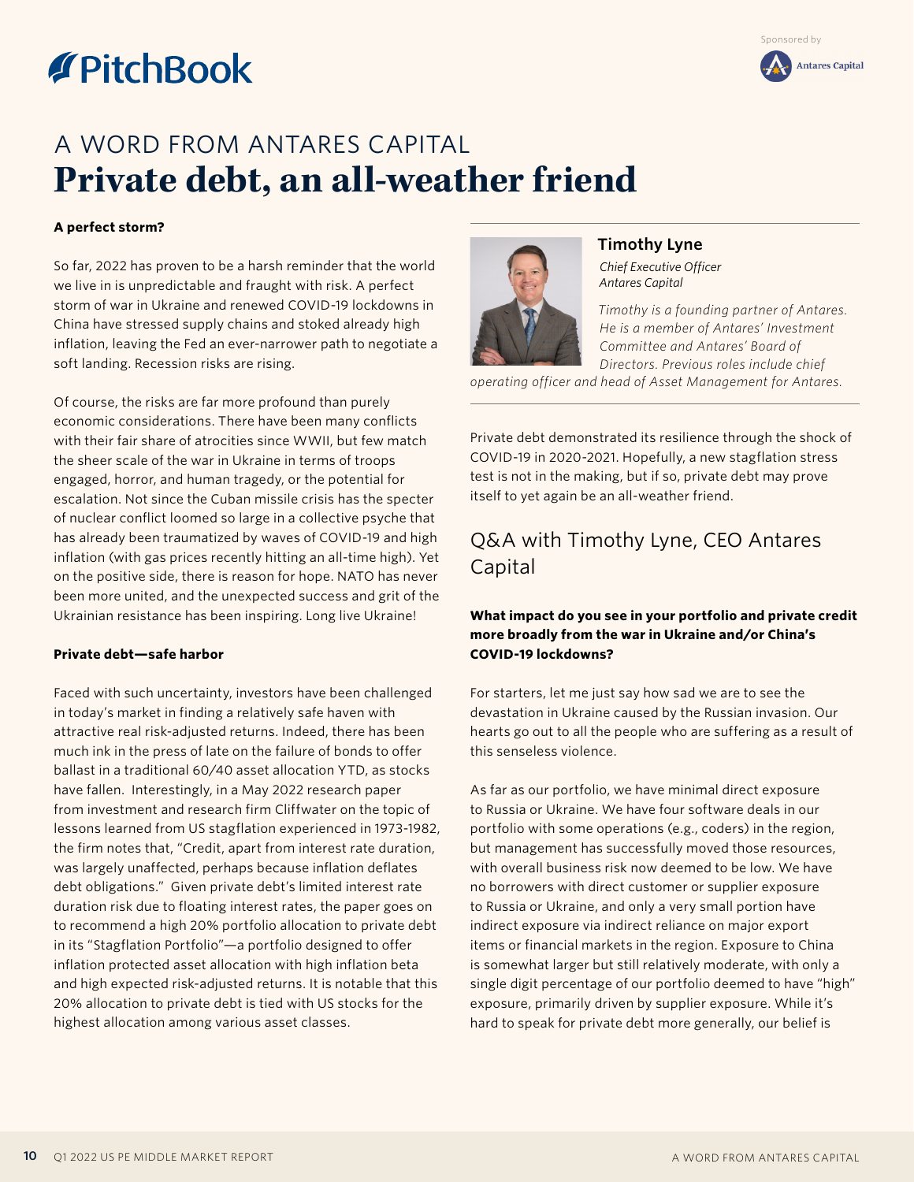# A WORD FROM ANTARES CAPITAL

# Private debt, an all-weather friend

### A perfect storm?

So far, 2022 has proven to be a harsh reminder that the world we live in is unpredictable and fraught with risk. A perfect storm of war in Ukraine and renewed COVID-19 lockdowns in China have stressed supply chains and stoked already high inflation, leaving the Fed an ever-narrower path to negotiate a soft landing. Recession risks are rising.

Of course, the risks are far more profound than purely economic considerations. There have been many conflicts with their fair share of atrocities since WWII, but few match the sheer scale of the war in Ukraine in terms of troops engaged, horror, and human tragedy, or the potential for escalation. Not since the Cuban missile crisis has the specter of nuclear conflict loomed so large in a collective psyche that has already been traumatized by waves of COVID-19 and high inflation (with gas prices recently hitting an all-time high). Yet on the positive side, there is reason for hope. NATO has never been more united, and the unexpected success and grit of the Ukrainian resistance has been inspiring. Long live Ukraine!

### Private debt—safe harbor

Faced with such uncertainty, investors have been challenged in today's market in finding a relatively safe haven with attractive real risk-adjusted returns. Indeed, there has been much ink in the press of late on the failure of bonds to offer ballast in a traditional 60/40 asset allocation YTD, as stocks have fallen. Interestingly, in a May 2022 research paper from investment and research firm Cliffwater on the topic of lessons learned from US stagflation experienced in 1973-1982, the firm notes that, "Credit, apart from interest rate duration, was largely unaffected, perhaps because inflation deflates debt obligations." Given private debt's limited interest rate duration risk due to floating interest rates, the paper goes on to recommend a high 20% portfolio allocation to private debt in its "Stagflation Portfolio"—a portfolio designed to offer inflation protected asset allocation with high inflation beta and high expected risk-adjusted returns. It is notable that this 20% allocation to private debt is tied with US stocks for the highest allocation among various asset classes.

**Timothy Lyne**

*Chief Executive Officer*
*Antares Capital*

*Timothy is a founding partner of Antares. He is a member of Antares' Investment Committee and Antares' Board of Directors. Previous roles include chief operating officer and head of Asset Management for Antares.*

Private debt demonstrated its resilience through the shock of COVID-19 in 2020-2021. Hopefully, a new stagflation stress test is not in the making, but if so, private debt may prove itself to yet again be an all-weather friend.

## Q&A with Timothy Lyne, CEO Antares Capital

**What impact do you see in your portfolio and private credit more broadly from the war in Ukraine and/or China's COVID-19 lockdowns?**

For starters, let me just say how sad we are to see the devastation in Ukraine caused by the Russian invasion. Our hearts go out to all the people who are suffering as a result of this senseless violence.

As far as our portfolio, we have minimal direct exposure to Russia or Ukraine. We have four software deals in our portfolio with some operations (e.g., coders) in the region, but management has successfully moved those resources, with overall business risk now deemed to be low. We have no borrowers with direct customer or supplier exposure to Russia or Ukraine, and only a very small portion have indirect exposure via indirect reliance on major export items or financial markets in the region. Exposure to China is somewhat larger but still relatively moderate, with only a single digit percentage of our portfolio deemed to have "high" exposure, primarily driven by supplier exposure. While it's hard to speak for private debt more generally, our belief is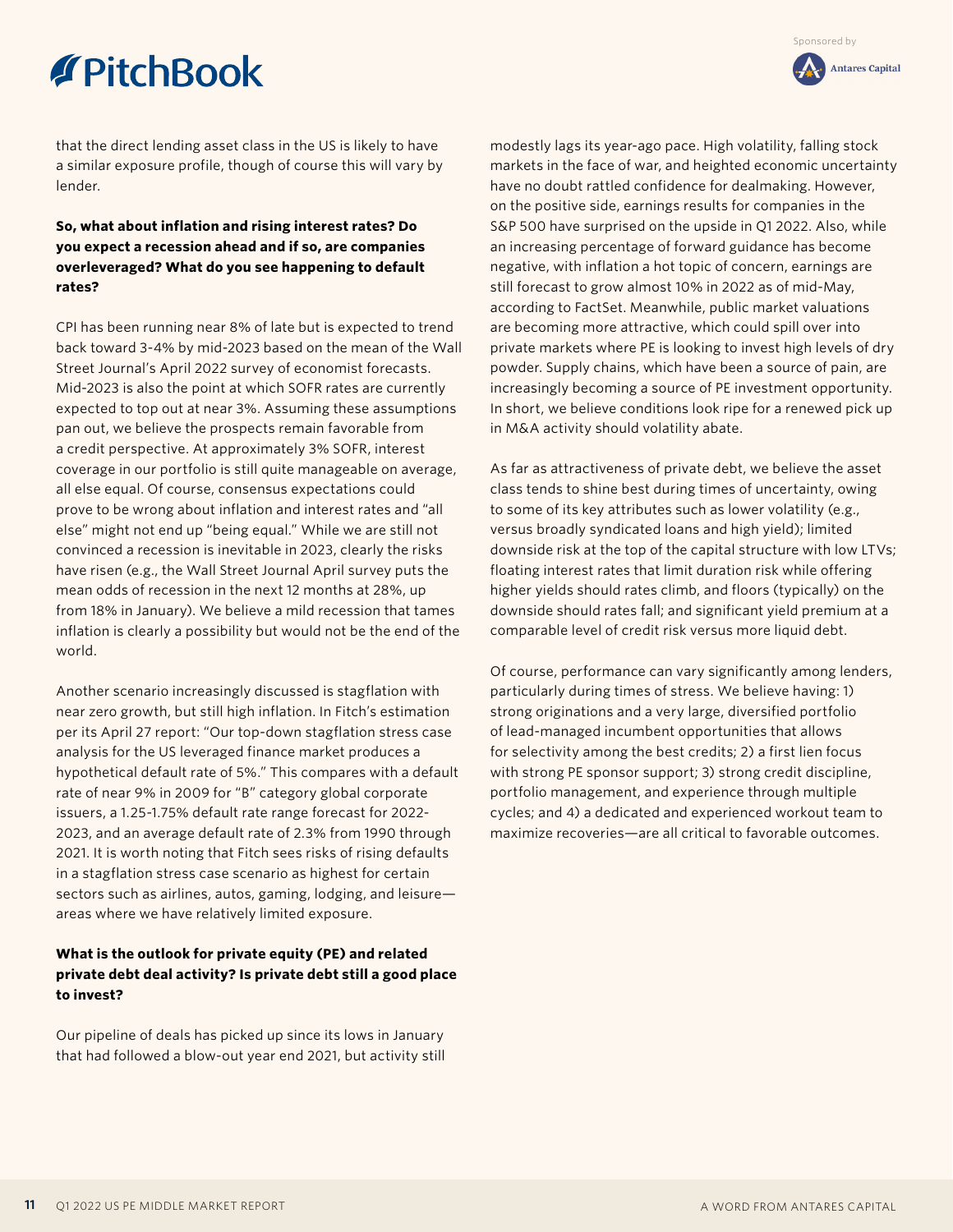that the direct lending asset class in the US is likely to have a similar exposure profile, though of course this will vary by lender.

**So, what about inflation and rising interest rates? Do you expect a recession ahead and if so, are companies overleveraged? What do you see happening to default rates?**

CPI has been running near 8% of late but is expected to trend back toward 3-4% by mid-2023 based on the mean of the Wall Street Journal's April 2022 survey of economist forecasts. Mid-2023 is also the point at which SOFR rates are currently expected to top out at near 3%. Assuming these assumptions pan out, we believe the prospects remain favorable from a credit perspective. At approximately 3% SOFR, interest coverage in our portfolio is still quite manageable on average, all else equal. Of course, consensus expectations could prove to be wrong about inflation and interest rates and "all else" might not end up "being equal." While we are still not convinced a recession is inevitable in 2023, clearly the risks have risen (e.g., the Wall Street Journal April survey puts the mean odds of recession in the next 12 months at 28%, up from 18% in January). We believe a mild recession that tames inflation is clearly a possibility but would not be the end of the world.

Another scenario increasingly discussed is stagflation with near zero growth, but still high inflation. In Fitch's estimation per its April 27 report: "Our top-down stagflation stress case analysis for the US leveraged finance market produces a hypothetical default rate of 5%." This compares with a default rate of near 9% in 2009 for "B" category global corporate issuers, a 1.25-1.75% default rate range forecast for 2022-2023, and an average default rate of 2.3% from 1990 through 2021. It is worth noting that Fitch sees risks of rising defaults in a stagflation stress case scenario as highest for certain sectors such as airlines, autos, gaming, lodging, and leisure—areas where we have relatively limited exposure.

**What is the outlook for private equity (PE) and related private debt deal activity? Is private debt still a good place to invest?**

Our pipeline of deals has picked up since its lows in January that had followed a blow-out year end 2021, but activity still modestly lags its year-ago pace. High volatility, falling stock markets in the face of war, and heighted economic uncertainty have no doubt rattled confidence for dealmaking. However, on the positive side, earnings results for companies in the S&P 500 have surprised on the upside in Q1 2022. Also, while an increasing percentage of forward guidance has become negative, with inflation a hot topic of concern, earnings are still forecast to grow almost 10% in 2022 as of mid-May, according to FactSet. Meanwhile, public market valuations are becoming more attractive, which could spill over into private markets where PE is looking to invest high levels of dry powder. Supply chains, which have been a source of pain, are increasingly becoming a source of PE investment opportunity. In short, we believe conditions look ripe for a renewed pick up in M&A activity should volatility abate.

As far as attractiveness of private debt, we believe the asset class tends to shine best during times of uncertainty, owing to some of its key attributes such as lower volatility (e.g., versus broadly syndicated loans and high yield); limited downside risk at the top of the capital structure with low LTVs; floating interest rates that limit duration risk while offering higher yields should rates climb, and floors (typically) on the downside should rates fall; and significant yield premium at a comparable level of credit risk versus more liquid debt.

Of course, performance can vary significantly among lenders, particularly during times of stress. We believe having: 1) strong originations and a very large, diversified portfolio of lead-managed incumbent opportunities that allows for selectivity among the best credits; 2) a first lien focus with strong PE sponsor support; 3) strong credit discipline, portfolio management, and experience through multiple cycles; and 4) a dedicated and experienced workout team to maximize recoveries—are all critical to favorable outcomes.